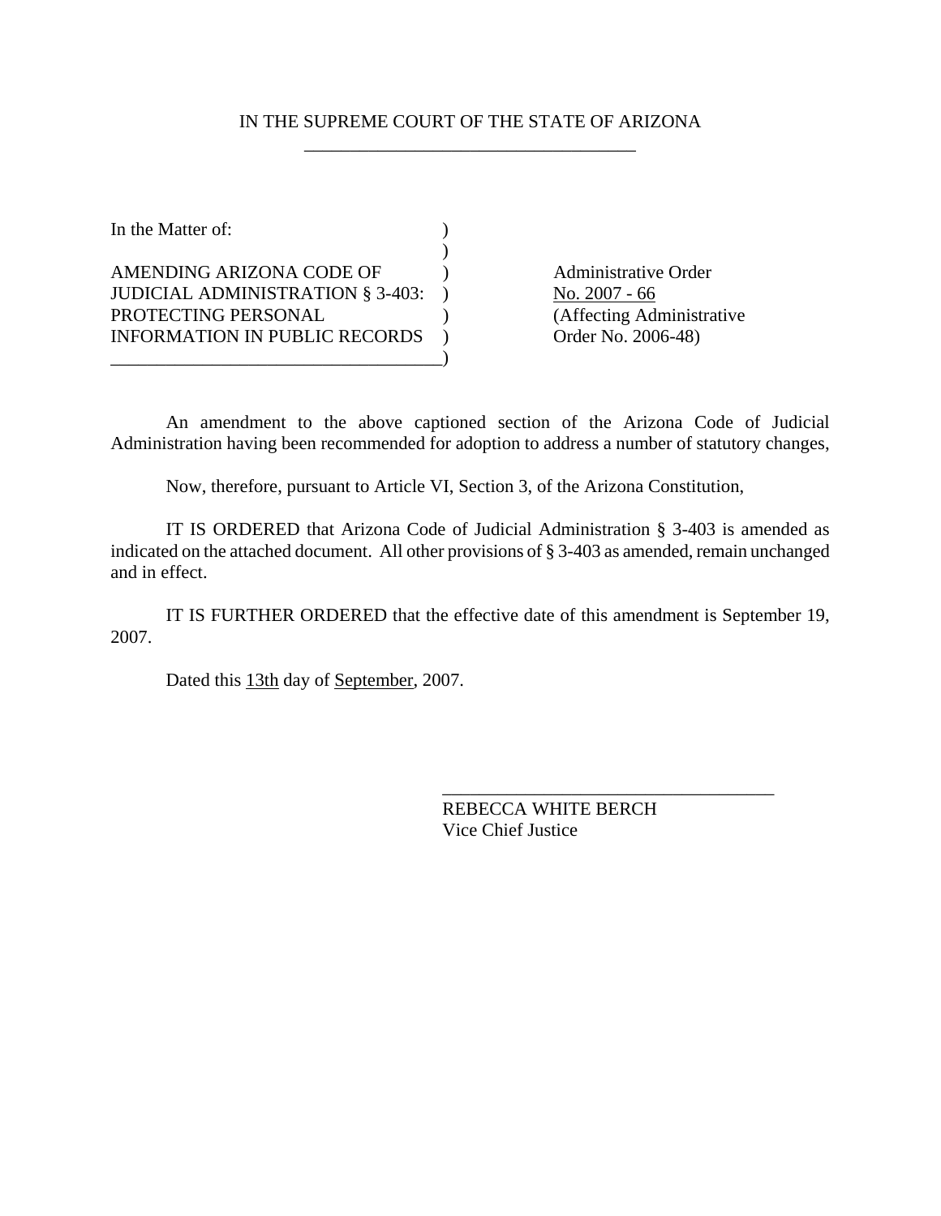IN THE SUPREME COURT OF THE STATE OF ARIZONA

| In the Matter of: | |
|---|---|
| AMENDING ARIZONA CODE OF JUDICIAL ADMINISTRATION § 3-403: PROTECTING PERSONAL INFORMATION IN PUBLIC RECORDS | Administrative Order No. 2007 - 66 (Affecting Administrative Order No. 2006-48) |

An amendment to the above captioned section of the Arizona Code of Judicial Administration having been recommended for adoption to address a number of statutory changes,

Now, therefore, pursuant to Article VI, Section 3, of the Arizona Constitution,

IT IS ORDERED that Arizona Code of Judicial Administration § 3-403 is amended as indicated on the attached document. All other provisions of § 3-403 as amended, remain unchanged and in effect.

IT IS FURTHER ORDERED that the effective date of this amendment is September 19, 2007.

Dated this 13th day of September, 2007.

REBECCA WHITE BERCH
Vice Chief Justice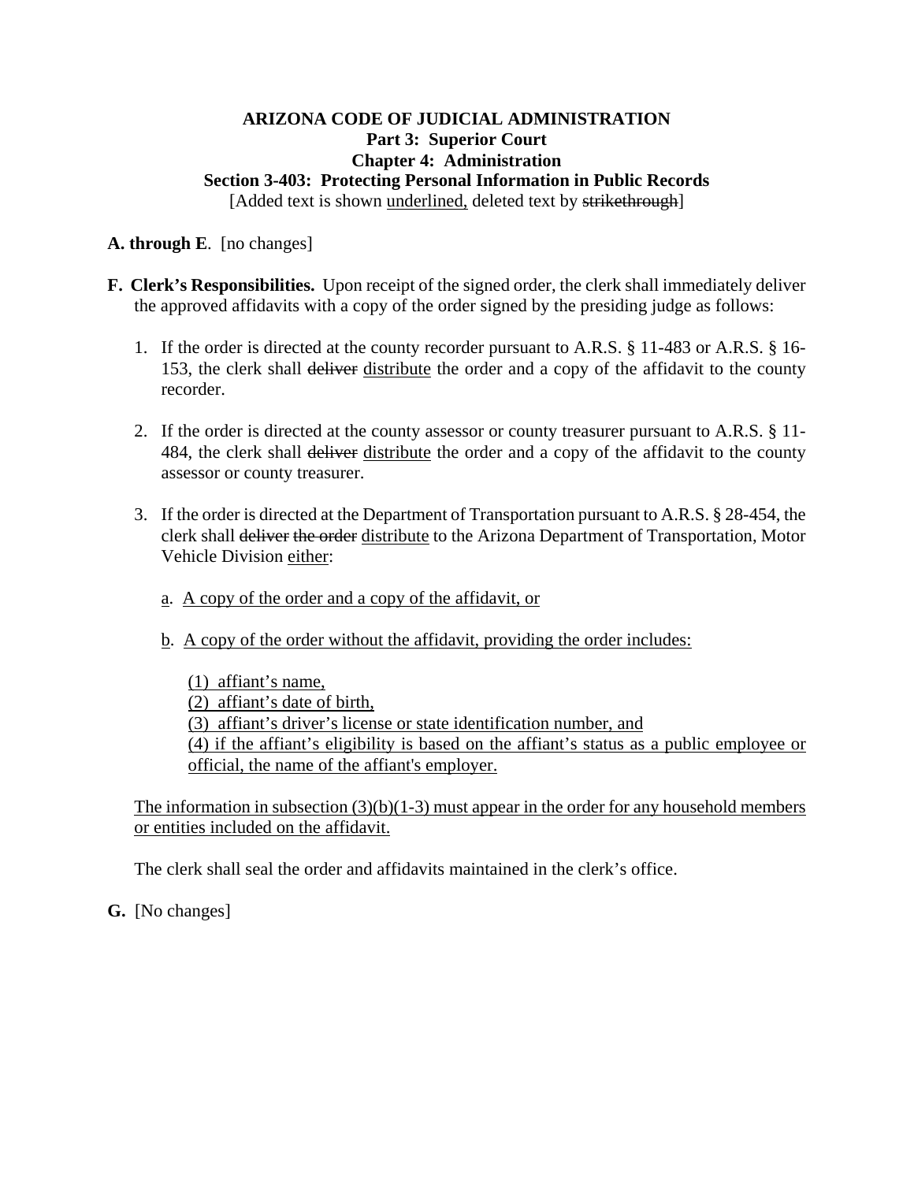**ARIZONA CODE OF JUDICIAL ADMINISTRATION**
**Part 3: Superior Court**
**Chapter 4: Administration**
**Section 3-403: Protecting Personal Information in Public Records**
[Added text is shown <u>underlined,</u> deleted text by ~~strikethrough~~]

**A. through E**. [no changes]

**F. Clerk's Responsibilities.** Upon receipt of the signed order, the clerk shall immediately deliver the approved affidavits with a copy of the order signed by the presiding judge as follows:

1. If the order is directed at the county recorder pursuant to A.R.S. § 11-483 or A.R.S. § 16-153, the clerk shall ~~deliver~~ <u>distribute</u> the order and a copy of the affidavit to the county recorder.

2. If the order is directed at the county assessor or county treasurer pursuant to A.R.S. § 11-484, the clerk shall ~~deliver~~ <u>distribute</u> the order and a copy of the affidavit to the county assessor or county treasurer.

3. If the order is directed at the Department of Transportation pursuant to A.R.S. § 28-454, the clerk shall ~~deliver the order~~ <u>distribute</u> to the Arizona Department of Transportation, Motor Vehicle Division <u>either</u>:

   <u>a</u>. <u>A copy of the order and a copy of the affidavit, or</u>

   <u>b</u>. <u>A copy of the order without the affidavit, providing the order includes:</u>

   <u>(1) affiant's name,</u>
   <u>(2) affiant's date of birth,</u>
   <u>(3) affiant's driver's license or state identification number, and</u>
   <u>(4) if the affiant's eligibility is based on the affiant's status as a public employee or official, the name of the affiant's employer.</u>

<u>The information in subsection (3)(b)(1-3) must appear in the order for any household members or entities included on the affidavit.</u>

The clerk shall seal the order and affidavits maintained in the clerk's office.

**G.** [No changes]